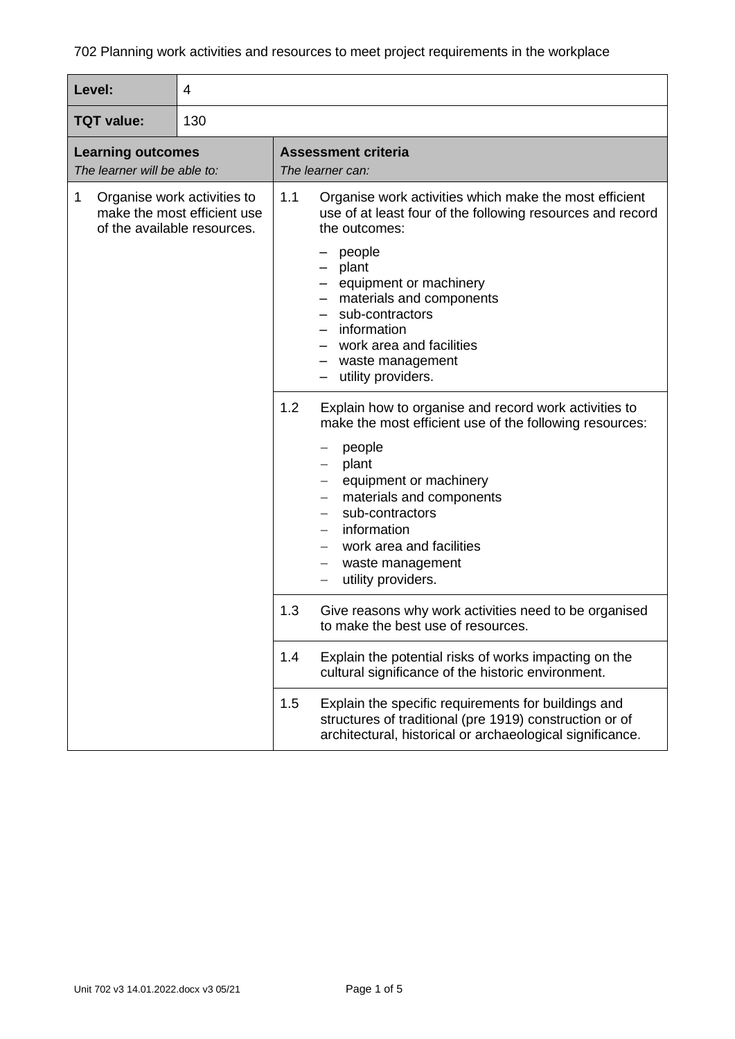702 Planning work activities and resources to meet project requirements in the workplace

| **Level:** | 4 | |
|---|---|---|
| **TQT value:** | 130 | |

| **Learning outcomes**<br>*The learner will be able to:* | **Assessment criteria**<br>*The learner can:* |
|---|---|
| 1 Organise work activities to make the most efficient use of the available resources. | 1.1 Organise work activities which make the most efficient use of at least four of the following resources and record the outcomes:<br>– people<br>– plant<br>– equipment or machinery<br>– materials and components<br>– sub-contractors<br>– information<br>– work area and facilities<br>– waste management<br>– utility providers. |
| | 1.2 Explain how to organise and record work activities to make the most efficient use of the following resources:<br>– people<br>– plant<br>– equipment or machinery<br>– materials and components<br>– sub-contractors<br>– information<br>– work area and facilities<br>– waste management<br>– utility providers. |
| | 1.3 Give reasons why work activities need to be organised to make the best use of resources. |
| | 1.4 Explain the potential risks of works impacting on the cultural significance of the historic environment. |
| | 1.5 Explain the specific requirements for buildings and structures of traditional (pre 1919) construction or of architectural, historical or archaeological significance. |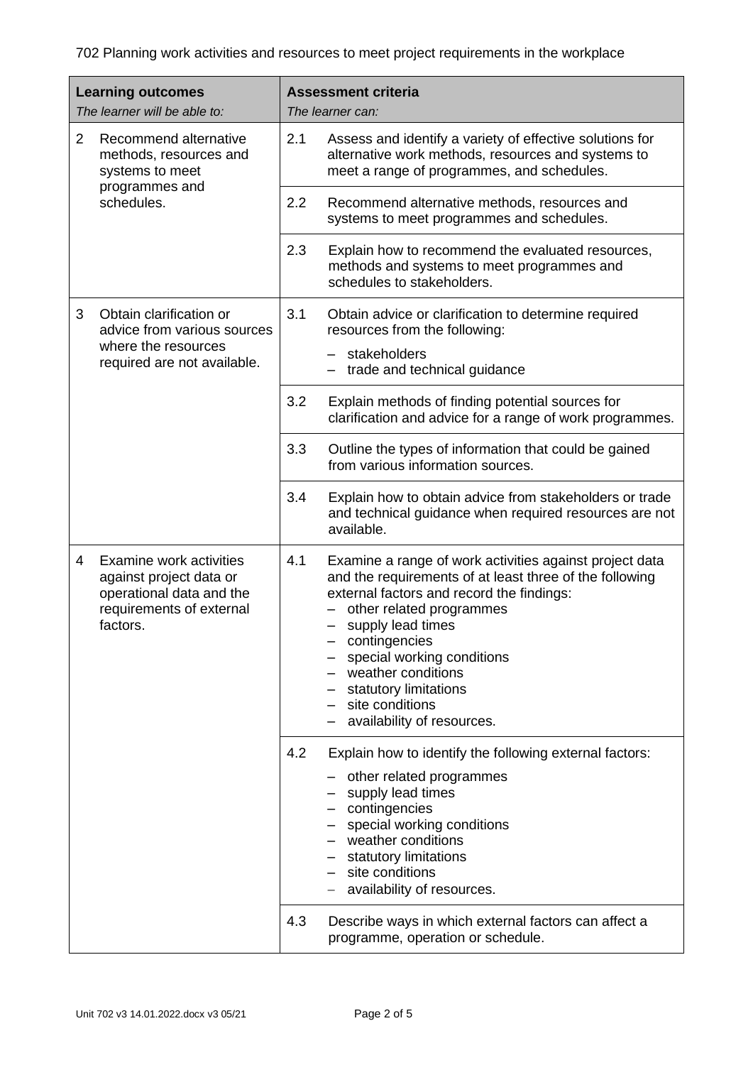702 Planning work activities and resources to meet project requirements in the workplace

| **Learning outcomes**<br>*The learner will be able to:* | **Assessment criteria**<br>*The learner can:* |
|---|---|
| 2 Recommend alternative methods, resources and systems to meet programmes and schedules. | 2.1 Assess and identify a variety of effective solutions for alternative work methods, resources and systems to meet a range of programmes, and schedules. |
| | 2.2 Recommend alternative methods, resources and systems to meet programmes and schedules. |
| | 2.3 Explain how to recommend the evaluated resources, methods and systems to meet programmes and schedules to stakeholders. |
| 3 Obtain clarification or advice from various sources where the resources required are not available. | 3.1 Obtain advice or clarification to determine required resources from the following:<br>– stakeholders<br>– trade and technical guidance |
| | 3.2 Explain methods of finding potential sources for clarification and advice for a range of work programmes. |
| | 3.3 Outline the types of information that could be gained from various information sources. |
| | 3.4 Explain how to obtain advice from stakeholders or trade and technical guidance when required resources are not available. |
| 4 Examine work activities against project data or operational data and the requirements of external factors. | 4.1 Examine a range of work activities against project data and the requirements of at least three of the following external factors and record the findings:<br>– other related programmes<br>– supply lead times<br>– contingencies<br>– special working conditions<br>– weather conditions<br>– statutory limitations<br>– site conditions<br>– availability of resources. |
| | 4.2 Explain how to identify the following external factors:<br>– other related programmes<br>– supply lead times<br>– contingencies<br>– special working conditions<br>– weather conditions<br>– statutory limitations<br>– site conditions<br>– availability of resources. |
| | 4.3 Describe ways in which external factors can affect a programme, operation or schedule. |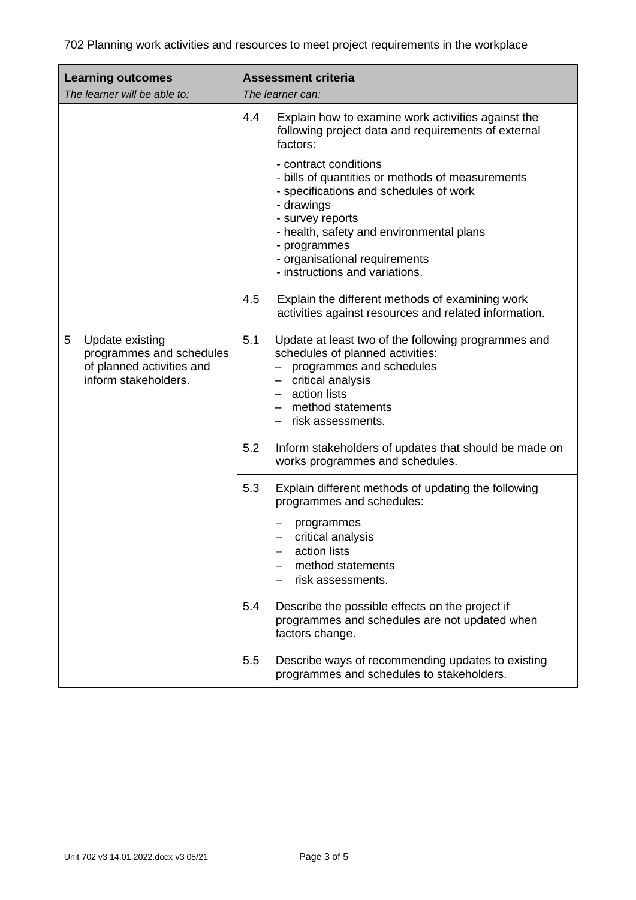702 Planning work activities and resources to meet project requirements in the workplace

| Learning outcomes<br>*The learner will be able to:* | Assessment criteria<br>*The learner can:* |
| --- | --- |
| | 4.4 Explain how to examine work activities against the following project data and requirements of external factors:<br>- contract conditions<br>- bills of quantities or methods of measurements<br>- specifications and schedules of work<br>- drawings<br>- survey reports<br>- health, safety and environmental plans<br>- programmes<br>- organisational requirements<br>- instructions and variations. |
| | 4.5 Explain the different methods of examining work activities against resources and related information. |
| 5 Update existing programmes and schedules of planned activities and inform stakeholders. | 5.1 Update at least two of the following programmes and schedules of planned activities:<br>– programmes and schedules<br>– critical analysis<br>– action lists<br>– method statements<br>– risk assessments. |
| | 5.2 Inform stakeholders of updates that should be made on works programmes and schedules. |
| | 5.3 Explain different methods of updating the following programmes and schedules:<br>– programmes<br>– critical analysis<br>– action lists<br>– method statements<br>– risk assessments. |
| | 5.4 Describe the possible effects on the project if programmes and schedules are not updated when factors change. |
| | 5.5 Describe ways of recommending updates to existing programmes and schedules to stakeholders. |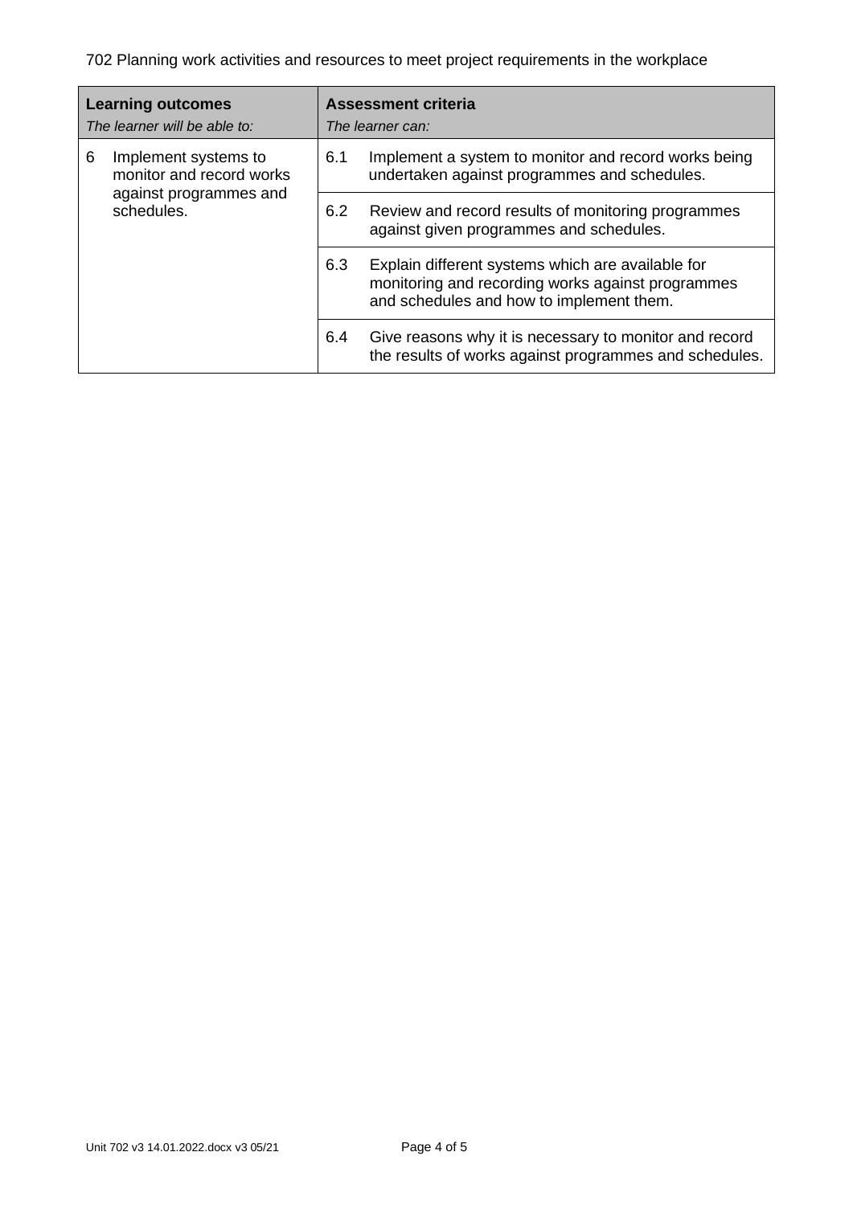702 Planning work activities and resources to meet project requirements in the workplace

| **Learning outcomes**<br>*The learner will be able to:* | **Assessment criteria**<br>*The learner can:* |
|---|---|
| 6 Implement systems to monitor and record works against programmes and schedules. | 6.1 Implement a system to monitor and record works being undertaken against programmes and schedules. |
| | 6.2 Review and record results of monitoring programmes against given programmes and schedules. |
| | 6.3 Explain different systems which are available for monitoring and recording works against programmes and schedules and how to implement them. |
| | 6.4 Give reasons why it is necessary to monitor and record the results of works against programmes and schedules. |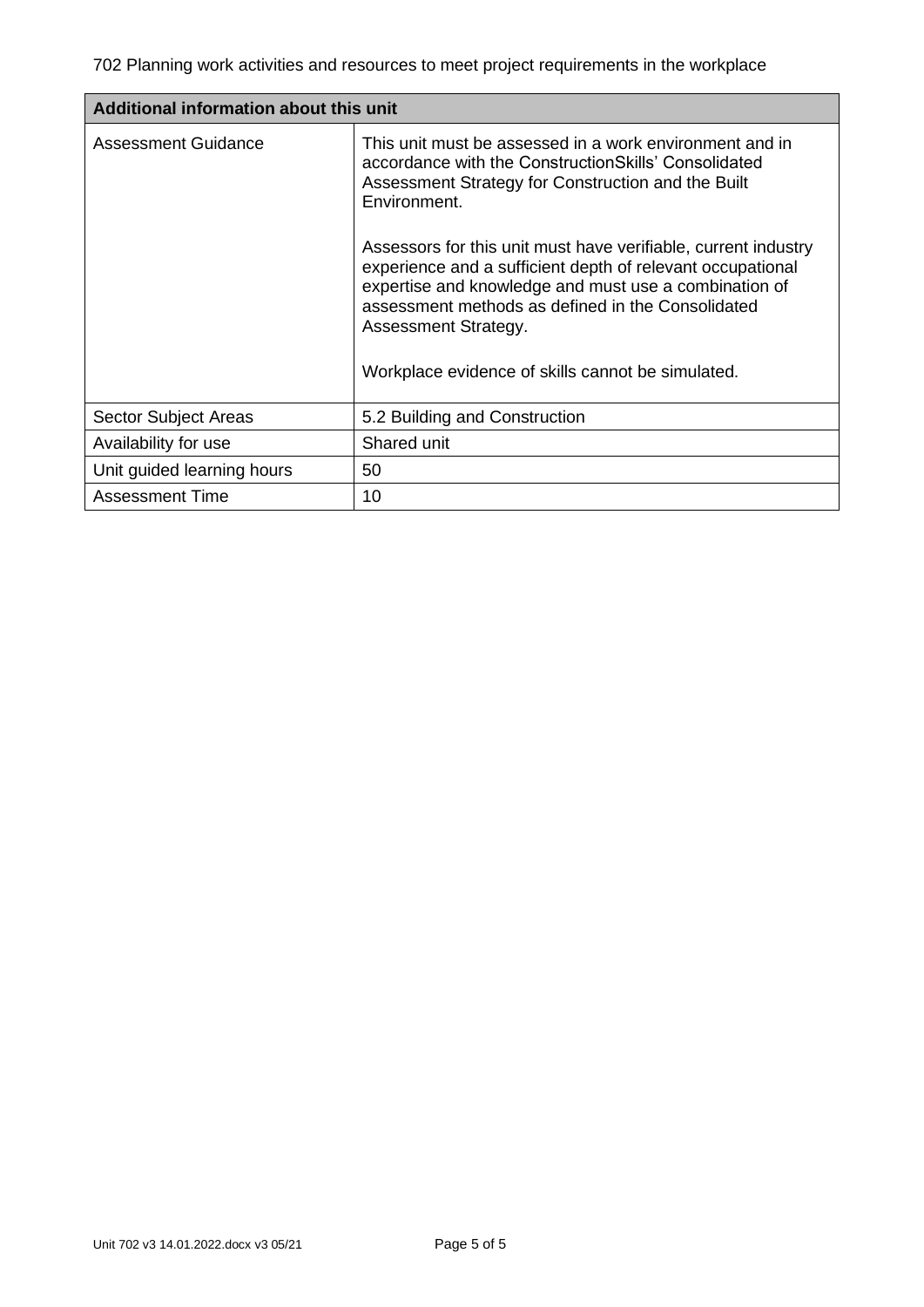702 Planning work activities and resources to meet project requirements in the workplace

| Additional information about this unit | |
|---|---|
| Assessment Guidance | This unit must be assessed in a work environment and in accordance with the ConstructionSkills' Consolidated Assessment Strategy for Construction and the Built Environment.<br><br>Assessors for this unit must have verifiable, current industry experience and a sufficient depth of relevant occupational expertise and knowledge and must use a combination of assessment methods as defined in the Consolidated Assessment Strategy.<br><br>Workplace evidence of skills cannot be simulated. |
| Sector Subject Areas | 5.2 Building and Construction |
| Availability for use | Shared unit |
| Unit guided learning hours | 50 |
| Assessment Time | 10 |